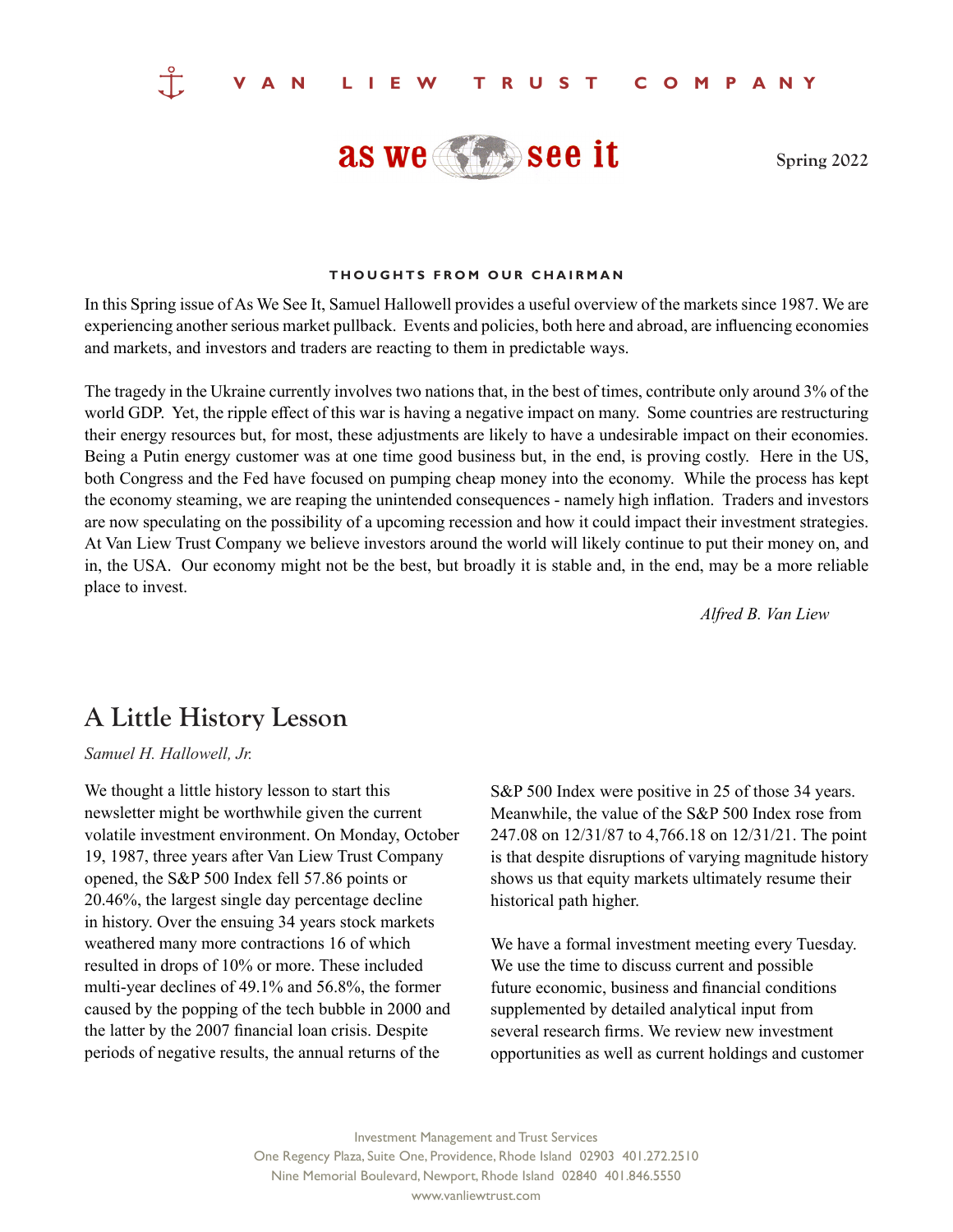VAN LIEW TRUST COMPANY

# as we see it

Spring 2022

### THOUGHTS FROM OUR CHAIRMAN

In this Spring issue of As We See It, Samuel Hallowell provides a useful overview of the markets since 1987. We are experiencing another serious market pullback. Events and policies, both here and abroad, are influencing economies and markets, and investors and traders are reacting to them in predictable ways.

The tragedy in the Ukraine currently involves two nations that, in the best of times, contribute only around 3% of the world GDP. Yet, the ripple effect of this war is having a negative impact on many. Some countries are restructuring their energy resources but, for most, these adjustments are likely to have a undesirable impact on their economies. Being a Putin energy customer was at one time good business but, in the end, is proving costly. Here in the US, both Congress and the Fed have focused on pumping cheap money into the economy. While the process has kept the economy steaming, we are reaping the unintended consequences - namely high inflation. Traders and investors are now speculating on the possibility of a upcoming recession and how it could impact their investment strategies. At Van Liew Trust Company we believe investors around the world will likely continue to put their money on, and in, the USA. Our economy might not be the best, but broadly it is stable and, in the end, may be a more reliable place to invest.

*Alfred B. Van Liew*

## A Little History Lesson

*Samuel H. Hallowell, Jr.*

We thought a little history lesson to start this newsletter might be worthwhile given the current volatile investment environment. On Monday, October 19, 1987, three years after Van Liew Trust Company opened, the S&P 500 Index fell 57.86 points or 20.46%, the largest single day percentage decline in history. Over the ensuing 34 years stock markets weathered many more contractions 16 of which resulted in drops of 10% or more. These included multi-year declines of 49.1% and 56.8%, the former caused by the popping of the tech bubble in 2000 and the latter by the 2007 financial loan crisis. Despite periods of negative results, the annual returns of the S&P 500 Index were positive in 25 of those 34 years. Meanwhile, the value of the S&P 500 Index rose from 247.08 on 12/31/87 to 4,766.18 on 12/31/21. The point is that despite disruptions of varying magnitude history shows us that equity markets ultimately resume their historical path higher.

We have a formal investment meeting every Tuesday. We use the time to discuss current and possible future economic, business and financial conditions supplemented by detailed analytical input from several research firms. We review new investment opportunities as well as current holdings and customer

Investment Management and Trust Services
One Regency Plaza, Suite One, Providence, Rhode Island 02903 401.272.2510
Nine Memorial Boulevard, Newport, Rhode Island 02840 401.846.5550
www.vanliewtrust.com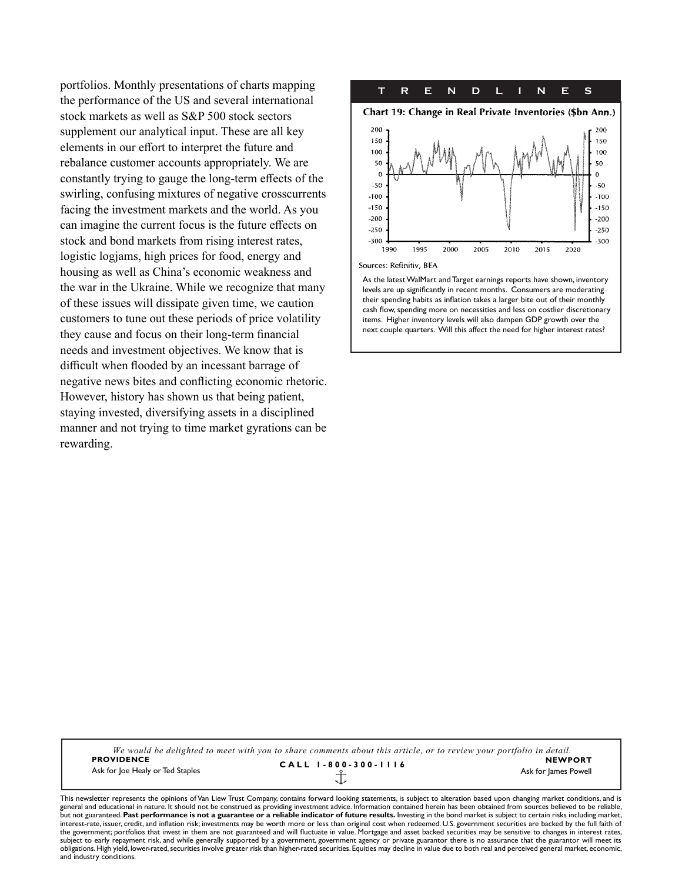portfolios. Monthly presentations of charts mapping the performance of the US and several international stock markets as well as S&P 500 stock sectors supplement our analytical input. These are all key elements in our effort to interpret the future and rebalance customer accounts appropriately. We are constantly trying to gauge the long-term effects of the swirling, confusing mixtures of negative crosscurrents facing the investment markets and the world. As you can imagine the current focus is the future effects on stock and bond markets from rising interest rates, logistic logjams, high prices for food, energy and housing as well as China's economic weakness and the war in the Ukraine. While we recognize that many of these issues will dissipate given time, we caution customers to tune out these periods of price volatility they cause and focus on their long-term financial needs and investment objectives. We know that is difficult when flooded by an incessant barrage of negative news bites and conflicting economic rhetoric. However, history has shown us that being patient, staying invested, diversifying assets in a disciplined manner and not trying to time market gyrations can be rewarding.

**T R E N D L I N E S**

**Chart 19: Change in Real Private Inventories ($bn Ann.)**

200
150
100
50
0
-50
-100
-150
-200
-250
-300

1990 1995 2000 2005 2010 2015 2020

Sources: Refinitiv, BEA

As the latest WalMart and Target earnings reports have shown, inventory levels are up significantly in recent months. Consumers are moderating their spending habits as inflation takes a larger bite out of their monthly cash flow, spending more on necessities and less on costlier discretionary items. Higher inventory levels will also dampen GDP growth over the next couple quarters. Will this affect the need for higher interest rates?

*We would be delighted to meet with you to share comments about this article, or to review your portfolio in detail.*

**PROVIDENCE**
Ask for Joe Healy or Ted Staples

**CALL 1-800-300-1116**

**NEWPORT**
Ask for James Powell

This newsletter represents the opinions of Van Liew Trust Company, contains forward looking statements, is subject to alteration based upon changing market conditions, and is general and educational in nature. It should not be construed as providing investment advice. Information contained herein has been obtained from sources believed to be reliable, but not guaranteed. **Past performance is not a guarantee or a reliable indicator of future results.** Investing in the bond market is subject to certain risks including market, interest-rate, issuer, credit, and inflation risk; investments may be worth more or less than original cost when redeemed. U.S. government securities are backed by the full faith of the government; portfolios that invest in them are not guaranteed and will fluctuate in value. Mortgage and asset backed securities may be sensitive to changes in interest rates, subject to early repayment risk, and while generally supported by a government, government agency or private guarantor there is no assurance that the guarantor will meet its obligations. High yield, lower-rated, securities involve greater risk than higher-rated securities. Equities may decline in value due to both real and perceived general market, economic, and industry conditions.